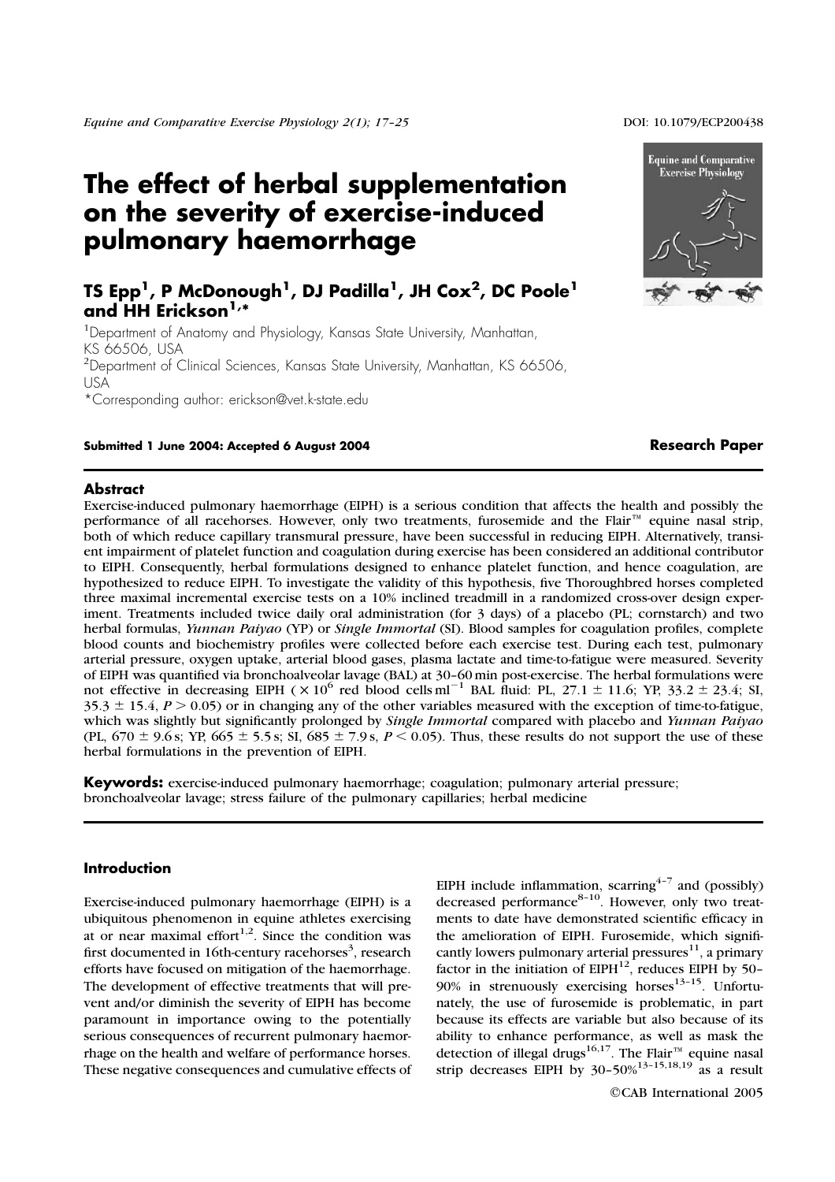# The effect of herbal supplementation on the severity of exercise-induced pulmonary haemorrhage

**TS Epp[1], P McDonough[1], DJ Padilla[1], JH Cox[2], DC Poole[1] and HH Erickson[1,*]**

[1]Department of Anatomy and Physiology, Kansas State University, Manhattan, KS 66506, USA
[2]Department of Clinical Sciences, Kansas State University, Manhattan, KS 66506, USA
*Corresponding author: erickson@vet.k-state.edu

**Submitted 1 June 2004: Accepted 6 August 2004**

**Research Paper**

## Abstract

Exercise-induced pulmonary haemorrhage (EIPH) is a serious condition that affects the health and possibly the performance of all racehorses. However, only two treatments, furosemide and the Flair™ equine nasal strip, both of which reduce capillary transmural pressure, have been successful in reducing EIPH. Alternatively, transient impairment of platelet function and coagulation during exercise has been considered an additional contributor to EIPH. Consequently, herbal formulations designed to enhance platelet function, and hence coagulation, are hypothesized to reduce EIPH. To investigate the validity of this hypothesis, five Thoroughbred horses completed three maximal incremental exercise tests on a 10% inclined treadmill in a randomized cross-over design experiment. Treatments included twice daily oral administration (for 3 days) of a placebo (PL; cornstarch) and two herbal formulas, *Yunnan Paiyao* (YP) or *Single Immortal* (SI). Blood samples for coagulation profiles, complete blood counts and biochemistry profiles were collected before each exercise test. During each test, pulmonary arterial pressure, oxygen uptake, arterial blood gases, plasma lactate and time-to-fatigue were measured. Severity of EIPH was quantified via bronchoalveolar lavage (BAL) at 30–60 min post-exercise. The herbal formulations were not effective in decreasing EIPH ($\times 10^6$ red blood cells ml$^{-1}$ BAL fluid: PL, 27.1 ± 11.6; YP, 33.2 ± 23.4; SI, 35.3 ± 15.4, $P > 0.05$) or in changing any of the other variables measured with the exception of time-to-fatigue, which was slightly but significantly prolonged by *Single Immortal* compared with placebo and *Yunnan Paiyao* (PL, 670 ± 9.6 s; YP, 665 ± 5.5 s; SI, 685 ± 7.9 s, $P < 0.05$). Thus, these results do not support the use of these herbal formulations in the prevention of EIPH.

**Keywords:** exercise-induced pulmonary haemorrhage; coagulation; pulmonary arterial pressure; bronchoalveolar lavage; stress failure of the pulmonary capillaries; herbal medicine

## Introduction

Exercise-induced pulmonary haemorrhage (EIPH) is a ubiquitous phenomenon in equine athletes exercising at or near maximal effort[1,2]. Since the condition was first documented in 16th-century racehorses[3], research efforts have focused on mitigation of the haemorrhage. The development of effective treatments that will prevent and/or diminish the severity of EIPH has become paramount in importance owing to the potentially serious consequences of recurrent pulmonary haemorrhage on the health and welfare of performance horses. These negative consequences and cumulative effects of EIPH include inflammation, scarring[4–7] and (possibly) decreased performance[8–10]. However, only two treatments to date have demonstrated scientific efficacy in the amelioration of EIPH. Furosemide, which significantly lowers pulmonary arterial pressures[11], a primary factor in the initiation of EIPH[12], reduces EIPH by 50–90% in strenuously exercising horses[13–15]. Unfortunately, the use of furosemide is problematic, in part because its effects are variable but also because of its ability to enhance performance, as well as mask the detection of illegal drugs[16,17]. The Flair™ equine nasal strip decreases EIPH by 30–50%[13–15,18,19] as a result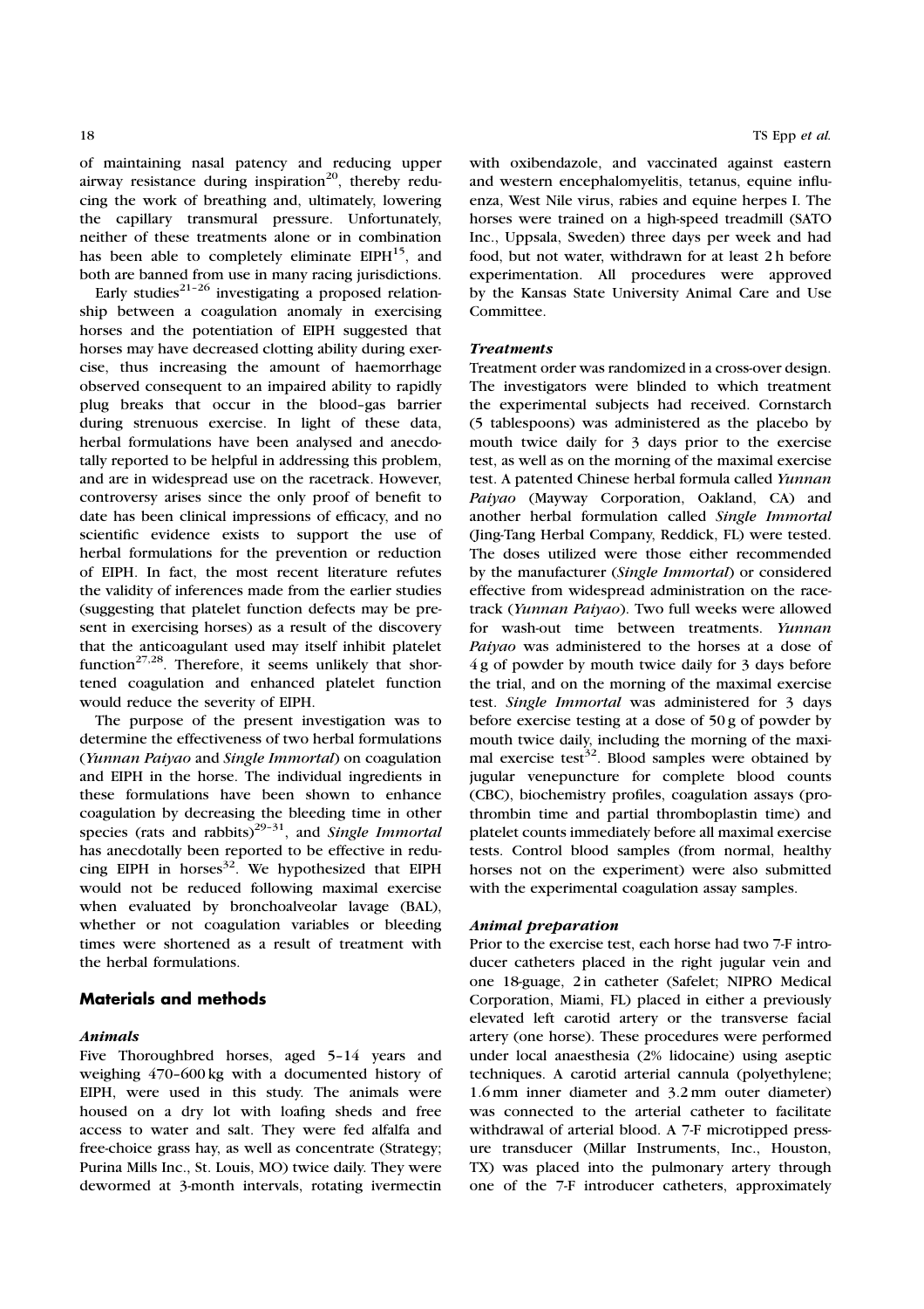of maintaining nasal patency and reducing upper airway resistance during inspiration[20], thereby reducing the work of breathing and, ultimately, lowering the capillary transmural pressure. Unfortunately, neither of these treatments alone or in combination has been able to completely eliminate EIPH[15], and both are banned from use in many racing jurisdictions.

Early studies[21–26] investigating a proposed relationship between a coagulation anomaly in exercising horses and the potentiation of EIPH suggested that horses may have decreased clotting ability during exercise, thus increasing the amount of haemorrhage observed consequent to an impaired ability to rapidly plug breaks that occur in the blood–gas barrier during strenuous exercise. In light of these data, herbal formulations have been analysed and anecdotally reported to be helpful in addressing this problem, and are in widespread use on the racetrack. However, controversy arises since the only proof of benefit to date has been clinical impressions of efficacy, and no scientific evidence exists to support the use of herbal formulations for the prevention or reduction of EIPH. In fact, the most recent literature refutes the validity of inferences made from the earlier studies (suggesting that platelet function defects may be present in exercising horses) as a result of the discovery that the anticoagulant used may itself inhibit platelet function[27,28]. Therefore, it seems unlikely that shortened coagulation and enhanced platelet function would reduce the severity of EIPH.

The purpose of the present investigation was to determine the effectiveness of two herbal formulations (*Yunnan Paiyao* and *Single Immortal*) on coagulation and EIPH in the horse. The individual ingredients in these formulations have been shown to enhance coagulation by decreasing the bleeding time in other species (rats and rabbits)[29–31], and *Single Immortal* has anecdotally been reported to be effective in reducing EIPH in horses[32]. We hypothesized that EIPH would not be reduced following maximal exercise when evaluated by bronchoalveolar lavage (BAL), whether or not coagulation variables or bleeding times were shortened as a result of treatment with the herbal formulations.

## Materials and methods

### *Animals*

Five Thoroughbred horses, aged 5–14 years and weighing 470–600 kg with a documented history of EIPH, were used in this study. The animals were housed on a dry lot with loafing sheds and free access to water and salt. They were fed alfalfa and free-choice grass hay, as well as concentrate (Strategy; Purina Mills Inc., St. Louis, MO) twice daily. They were dewormed at 3-month intervals, rotating ivermectin with oxibendazole, and vaccinated against eastern and western encephalomyelitis, tetanus, equine influenza, West Nile virus, rabies and equine herpes I. The horses were trained on a high-speed treadmill (SATO Inc., Uppsala, Sweden) three days per week and had food, but not water, withdrawn for at least 2 h before experimentation. All procedures were approved by the Kansas State University Animal Care and Use Committee.

### *Treatments*

Treatment order was randomized in a cross-over design. The investigators were blinded to which treatment the experimental subjects had received. Cornstarch (5 tablespoons) was administered as the placebo by mouth twice daily for 3 days prior to the exercise test, as well as on the morning of the maximal exercise test. A patented Chinese herbal formula called *Yunnan Paiyao* (Mayway Corporation, Oakland, CA) and another herbal formulation called *Single Immortal* (Jing-Tang Herbal Company, Reddick, FL) were tested. The doses utilized were those either recommended by the manufacturer (*Single Immortal*) or considered effective from widespread administration on the racetrack (*Yunnan Paiyao*). Two full weeks were allowed for wash-out time between treatments. *Yunnan Paiyao* was administered to the horses at a dose of 4 g of powder by mouth twice daily for 3 days before the trial, and on the morning of the maximal exercise test. *Single Immortal* was administered for 3 days before exercise testing at a dose of 50 g of powder by mouth twice daily, including the morning of the maximal exercise test[32]. Blood samples were obtained by jugular venepuncture for complete blood counts (CBC), biochemistry profiles, coagulation assays (prothrombin time and partial thromboplastin time) and platelet counts immediately before all maximal exercise tests. Control blood samples (from normal, healthy horses not on the experiment) were also submitted with the experimental coagulation assay samples.

### *Animal preparation*

Prior to the exercise test, each horse had two 7-F introducer catheters placed in the right jugular vein and one 18-guage, 2 in catheter (Safelet; NIPRO Medical Corporation, Miami, FL) placed in either a previously elevated left carotid artery or the transverse facial artery (one horse). These procedures were performed under local anaesthesia (2% lidocaine) using aseptic techniques. A carotid arterial cannula (polyethylene; 1.6 mm inner diameter and 3.2 mm outer diameter) was connected to the arterial catheter to facilitate withdrawal of arterial blood. A 7-F microtipped pressure transducer (Millar Instruments, Inc., Houston, TX) was placed into the pulmonary artery through one of the 7-F introducer catheters, approximately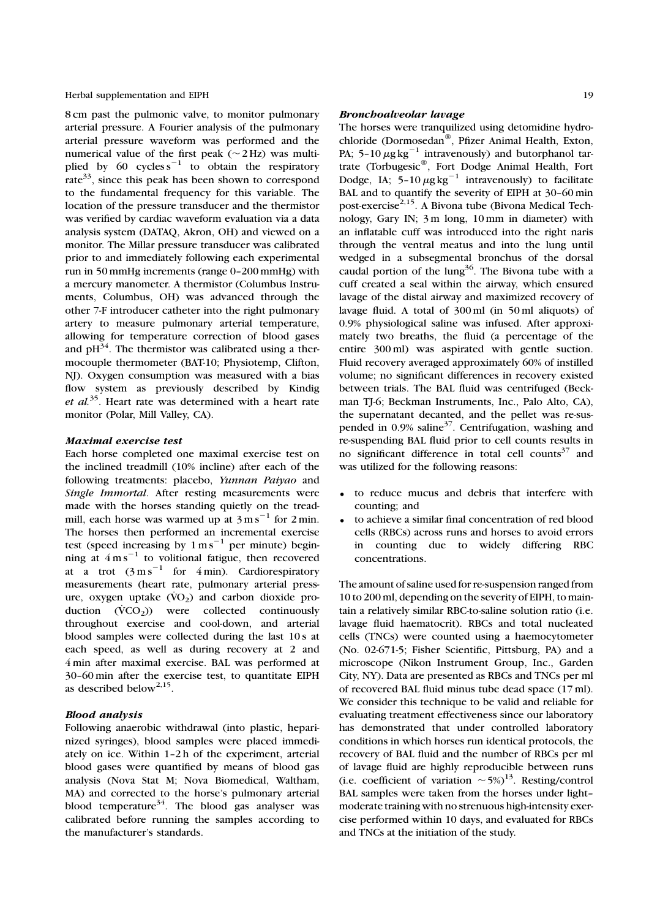8 cm past the pulmonic valve, to monitor pulmonary arterial pressure. A Fourier analysis of the pulmonary arterial pressure waveform was performed and the numerical value of the first peak (~2 Hz) was multiplied by 60 cycles $s^{-1}$ to obtain the respiratory rate[33], since this peak has been shown to correspond to the fundamental frequency for this variable. The location of the pressure transducer and the thermistor was verified by cardiac waveform evaluation via a data analysis system (DATAQ, Akron, OH) and viewed on a monitor. The Millar pressure transducer was calibrated prior to and immediately following each experimental run in 50 mmHg increments (range 0–200 mmHg) with a mercury manometer. A thermistor (Columbus Instruments, Columbus, OH) was advanced through the other 7-F introducer catheter into the right pulmonary artery to measure pulmonary arterial temperature, allowing for temperature correction of blood gases and pH[34]. The thermistor was calibrated using a thermocouple thermometer (BAT-10; Physiotemp, Clifton, NJ). Oxygen consumption was measured with a bias flow system as previously described by Kindig *et al.*[35]. Heart rate was determined with a heart rate monitor (Polar, Mill Valley, CA).

### *Maximal exercise test*

Each horse completed one maximal exercise test on the inclined treadmill (10% incline) after each of the following treatments: placebo, *Yunnan Paiyao* and *Single Immortal*. After resting measurements were made with the horses standing quietly on the treadmill, each horse was warmed up at $3\,m\,s^{-1}$ for 2 min. The horses then performed an incremental exercise test (speed increasing by $1\,m\,s^{-1}$ per minute) beginning at $4\,m\,s^{-1}$ to volitional fatigue, then recovered at a trot ($3\,m\,s^{-1}$ for 4 min). Cardiorespiratory measurements (heart rate, pulmonary arterial pressure, oxygen uptake ($\dot{V}O_2$) and carbon dioxide production ($\dot{V}CO_2$)) were collected continuously throughout exercise and cool-down, and arterial blood samples were collected during the last 10 s at each speed, as well as during recovery at 2 and 4 min after maximal exercise. BAL was performed at 30–60 min after the exercise test, to quantitate EIPH as described below[2,15].

### *Blood analysis*

Following anaerobic withdrawal (into plastic, heparinized syringes), blood samples were placed immediately on ice. Within 1–2 h of the experiment, arterial blood gases were quantified by means of blood gas analysis (Nova Stat M; Nova Biomedical, Waltham, MA) and corrected to the horse's pulmonary arterial blood temperature[34]. The blood gas analyser was calibrated before running the samples according to the manufacturer's standards.

### *Bronchoalveolar lavage*

The horses were tranquilized using detomidine hydrochloride (Dormosedan®, Pfizer Animal Health, Exton, PA; 5–10 $\mu g\,kg^{-1}$ intravenously) and butorphanol tartrate (Torbugesic®, Fort Dodge Animal Health, Fort Dodge, IA; 5–10 $\mu g\,kg^{-1}$ intravenously) to facilitate BAL and to quantify the severity of EIPH at 30–60 min post-exercise[2,15]. A Bivona tube (Bivona Medical Technology, Gary IN; 3 m long, 10 mm in diameter) with an inflatable cuff was introduced into the right naris through the ventral meatus and into the lung until wedged in a subsegmental bronchus of the dorsal caudal portion of the lung[36]. The Bivona tube with a cuff created a seal within the airway, which ensured lavage of the distal airway and maximized recovery of lavage fluid. A total of 300 ml (in 50 ml aliquots) of 0.9% physiological saline was infused. After approximately two breaths, the fluid (a percentage of the entire 300 ml) was aspirated with gentle suction. Fluid recovery averaged approximately 60% of instilled volume; no significant differences in recovery existed between trials. The BAL fluid was centrifuged (Beckman TJ-6; Beckman Instruments, Inc., Palo Alto, CA), the supernatant decanted, and the pellet was re-suspended in 0.9% saline[37]. Centrifugation, washing and re-suspending BAL fluid prior to cell counts results in no significant difference in total cell counts[37] and was utilized for the following reasons:

- to reduce mucus and debris that interfere with counting; and
- to achieve a similar final concentration of red blood cells (RBCs) across runs and horses to avoid errors in counting due to widely differing RBC concentrations.

The amount of saline used for re-suspension ranged from 10 to 200 ml, depending on the severity of EIPH, to maintain a relatively similar RBC-to-saline solution ratio (i.e. lavage fluid haematocrit). RBCs and total nucleated cells (TNCs) were counted using a haemocytometer (No. 02-671-5; Fisher Scientific, Pittsburg, PA) and a microscope (Nikon Instrument Group, Inc., Garden City, NY). Data are presented as RBCs and TNCs per ml of recovered BAL fluid minus tube dead space (17 ml). We consider this technique to be valid and reliable for evaluating treatment effectiveness since our laboratory has demonstrated that under controlled laboratory conditions in which horses run identical protocols, the recovery of BAL fluid and the number of RBCs per ml of lavage fluid are highly reproducible between runs (i.e. coefficient of variation ~5%)[13]. Resting/control BAL samples were taken from the horses under light–moderate training with no strenuous high-intensity exercise performed within 10 days, and evaluated for RBCs and TNCs at the initiation of the study.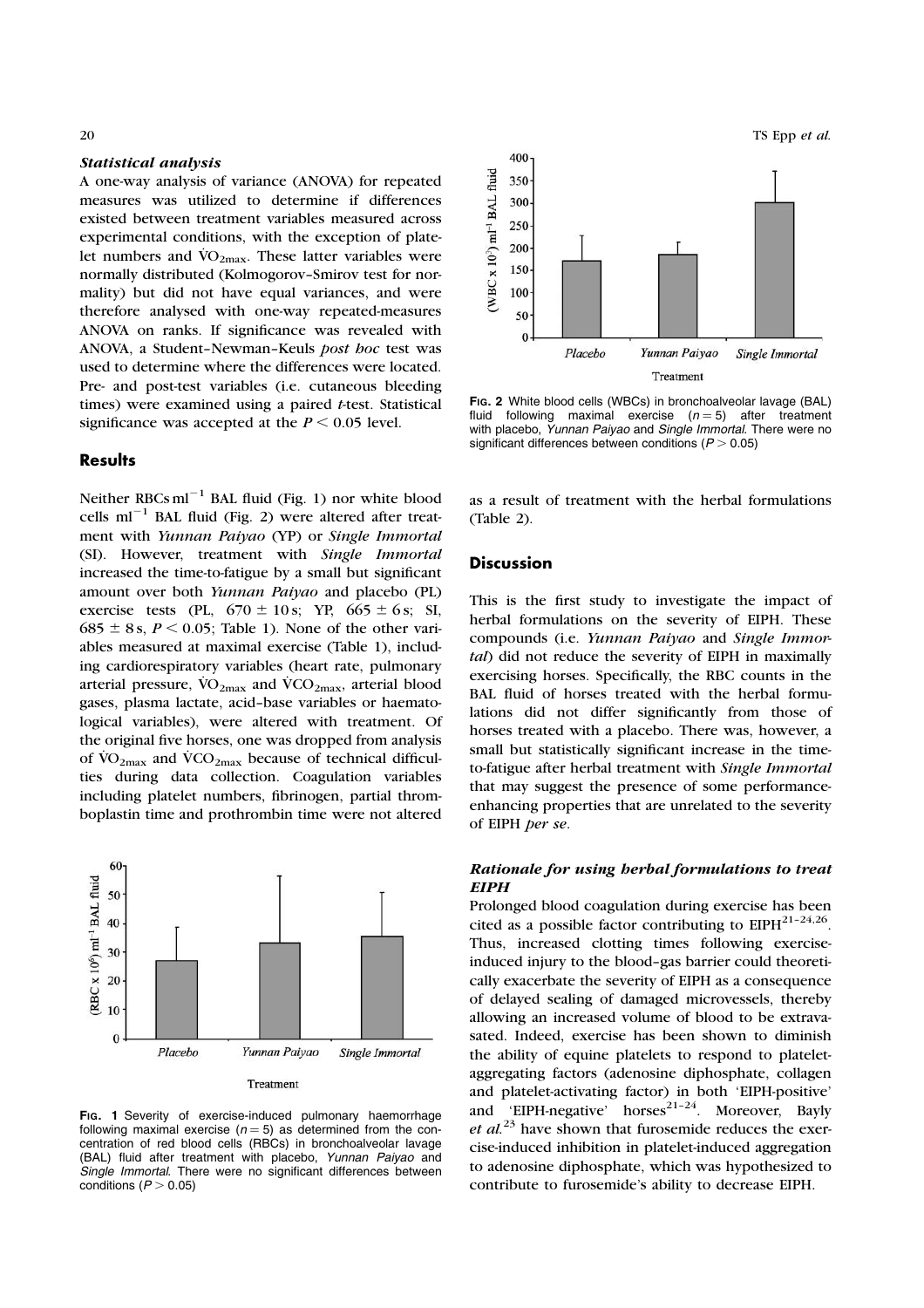### *Statistical analysis*

A one-way analysis of variance (ANOVA) for repeated measures was utilized to determine if differences existed between treatment variables measured across experimental conditions, with the exception of platelet numbers and $\dot{V}O_{2max}$. These latter variables were normally distributed (Kolmogorov–Smirov test for normality) but did not have equal variances, and were therefore analysed with one-way repeated-measures ANOVA on ranks. If significance was revealed with ANOVA, a Student–Newman–Keuls *post hoc* test was used to determine where the differences were located. Pre- and post-test variables (i.e. cutaneous bleeding times) were examined using a paired *t*-test. Statistical significance was accepted at the $P < 0.05$ level.

## Results

Neither RBCs ml$^{-1}$ BAL fluid (Fig. 1) nor white blood cells ml$^{-1}$ BAL fluid (Fig. 2) were altered after treatment with *Yunnan Paiyao* (YP) or *Single Immortal* (SI). However, treatment with *Single Immortal* increased the time-to-fatigue by a small but significant amount over both *Yunnan Paiyao* and placebo (PL) exercise tests (PL, $670 \pm 10$ s; YP, $665 \pm 6$ s; SI, $685 \pm 8$ s, $P < 0.05$; Table 1). None of the other variables measured at maximal exercise (Table 1), including cardiorespiratory variables (heart rate, pulmonary arterial pressure, $\dot{V}O_{2max}$ and $\dot{V}CO_{2max}$, arterial blood gases, plasma lactate, acid–base variables or haematological variables), were altered with treatment. Of the original five horses, one was dropped from analysis of $\dot{V}O_{2max}$ and $\dot{V}CO_{2max}$ because of technical difficulties during data collection. Coagulation variables including platelet numbers, fibrinogen, partial thromboplastin time and prothrombin time were not altered as a result of treatment with the herbal formulations (Table 2).

**Fig. 1** Severity of exercise-induced pulmonary haemorrhage following maximal exercise ($n = 5$) as determined from the concentration of red blood cells (RBCs) in bronchoalveolar lavage (BAL) fluid after treatment with placebo, *Yunnan Paiyao* and *Single Immortal*. There were no significant differences between conditions ($P > 0.05$)

**Fig. 2** White blood cells (WBCs) in bronchoalveolar lavage (BAL) fluid following maximal exercise ($n = 5$) after treatment with placebo, *Yunnan Paiyao* and *Single Immortal*. There were no significant differences between conditions ($P > 0.05$)

## Discussion

This is the first study to investigate the impact of herbal formulations on the severity of EIPH. These compounds (i.e. *Yunnan Paiyao* and *Single Immortal*) did not reduce the severity of EIPH in maximally exercising horses. Specifically, the RBC counts in the BAL fluid of horses treated with the herbal formulations did not differ significantly from those of horses treated with a placebo. There was, however, a small but statistically significant increase in the time-to-fatigue after herbal treatment with *Single Immortal* that may suggest the presence of some performance-enhancing properties that are unrelated to the severity of EIPH *per se*.

### *Rationale for using herbal formulations to treat EIPH*

Prolonged blood coagulation during exercise has been cited as a possible factor contributing to EIPH[21–24,26]. Thus, increased clotting times following exercise-induced injury to the blood–gas barrier could theoretically exacerbate the severity of EIPH as a consequence of delayed sealing of damaged microvessels, thereby allowing an increased volume of blood to be extravasated. Indeed, exercise has been shown to diminish the ability of equine platelets to respond to platelet-aggregating factors (adenosine diphosphate, collagen and platelet-activating factor) in both 'EIPH-positive' and 'EIPH-negative' horses[21–24]. Moreover, Bayly *et al.*[23] have shown that furosemide reduces the exercise-induced inhibition in platelet-induced aggregation to adenosine diphosphate, which was hypothesized to contribute to furosemide's ability to decrease EIPH.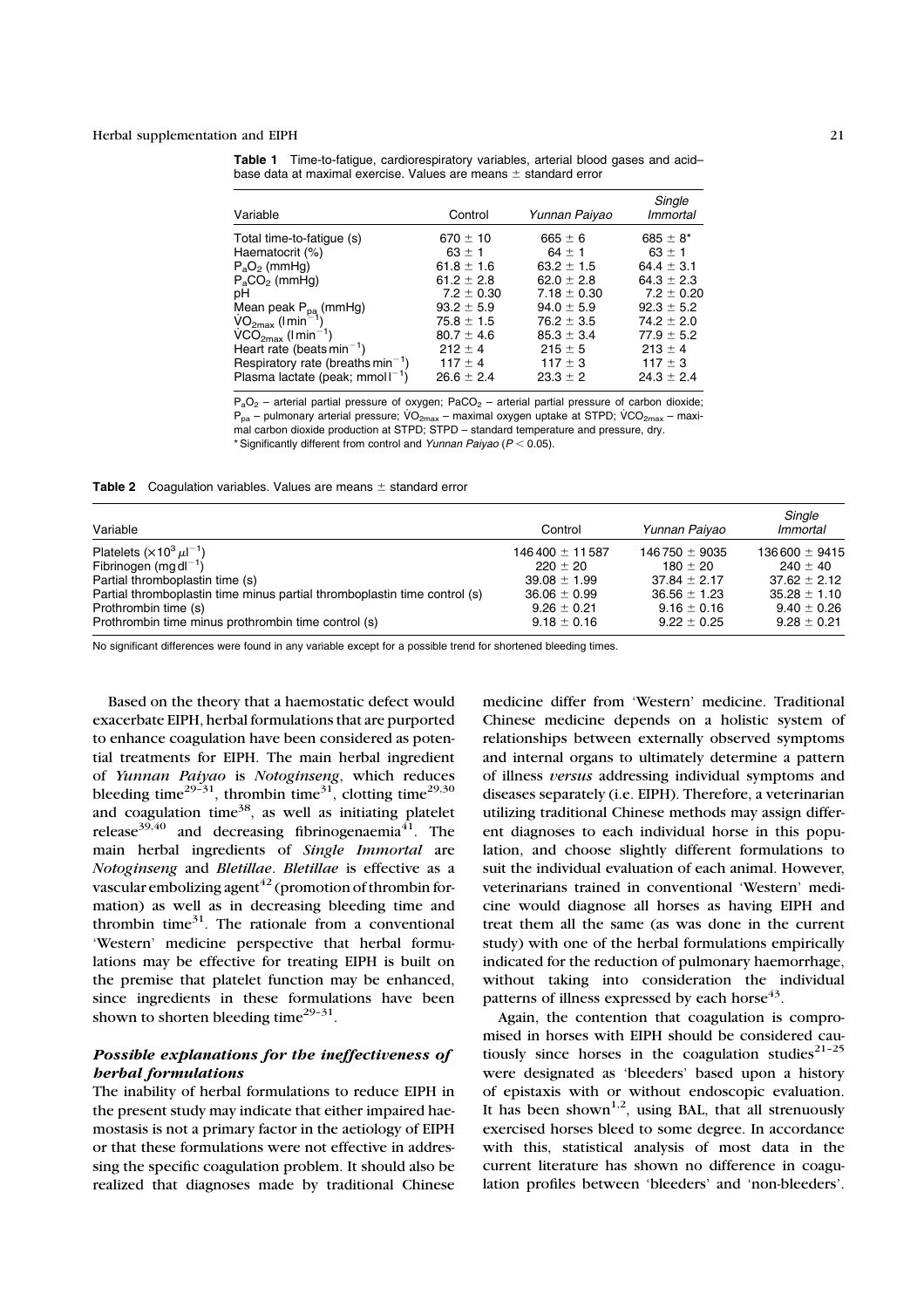**Table 1** Time-to-fatigue, cardiorespiratory variables, arterial blood gases and acid–base data at maximal exercise. Values are means ± standard error

| Variable | Control | *Yunnan Paiyao* | *Single Immortal* |
|---|---|---|---|
| Total time-to-fatigue (s) | 670 ± 10 | 665 ± 6 | 685 ± 8* |
| Haematocrit (%) | 63 ± 1 | 64 ± 1 | 63 ± 1 |
| $P_aO_2$ (mmHg) | 61.8 ± 1.6 | 63.2 ± 1.5 | 64.4 ± 3.1 |
| $P_aCO_2$ (mmHg) | 61.2 ± 2.8 | 62.0 ± 2.8 | 64.3 ± 2.3 |
| pH | 7.2 ± 0.30 | 7.18 ± 0.30 | 7.2 ± 0.20 |
| Mean peak $P_{pa}$ (mmHg) | 93.2 ± 5.9 | 94.0 ± 5.9 | 92.3 ± 5.2 |
| $\dot{V}O_{2max}$ ($l\,min^{-1}$) | 75.8 ± 1.5 | 76.2 ± 3.5 | 74.2 ± 2.0 |
| $\dot{V}CO_{2max}$ ($l\,min^{-1}$) | 80.7 ± 4.6 | 85.3 ± 3.4 | 77.9 ± 5.2 |
| Heart rate (beats $min^{-1}$) | 212 ± 4 | 215 ± 5 | 213 ± 4 |
| Respiratory rate (breaths $min^{-1}$) | 117 ± 4 | 117 ± 3 | 117 ± 3 |
| Plasma lactate (peak; $mmol\,l^{-1}$) | 26.6 ± 2.4 | 23.3 ± 2 | 24.3 ± 2.4 |

$P_aO_2$ – arterial partial pressure of oxygen; $PaCO_2$ – arterial partial pressure of carbon dioxide; $P_{pa}$ – pulmonary arterial pressure; $\dot{V}O_{2max}$ – maximal oxygen uptake at STPD; $\dot{V}CO_{2max}$ – maximal carbon dioxide production at STPD; STPD – standard temperature and pressure, dry.
\* Significantly different from control and *Yunnan Paiyao* ($P < 0.05$).

**Table 2** Coagulation variables. Values are means ± standard error

| Variable | Control | *Yunnan Paiyao* | *Single Immortal* |
|---|---|---|---|
| Platelets ($\times 10^3\,\mu l^{-1}$) | 146 400 ± 11 587 | 146 750 ± 9035 | 136 600 ± 9415 |
| Fibrinogen ($mg\,dl^{-1}$) | 220 ± 20 | 180 ± 20 | 240 ± 40 |
| Partial thromboplastin time (s) | 39.08 ± 1.99 | 37.84 ± 2.17 | 37.62 ± 2.12 |
| Partial thromboplastin time minus partial thromboplastin time control (s) | 36.06 ± 0.99 | 36.56 ± 1.23 | 35.28 ± 1.10 |
| Prothrombin time (s) | 9.26 ± 0.21 | 9.16 ± 0.16 | 9.40 ± 0.26 |
| Prothrombin time minus prothrombin time control (s) | 9.18 ± 0.16 | 9.22 ± 0.25 | 9.28 ± 0.21 |

No significant differences were found in any variable except for a possible trend for shortened bleeding times.

Based on the theory that a haemostatic defect would exacerbate EIPH, herbal formulations that are purported to enhance coagulation have been considered as potential treatments for EIPH. The main herbal ingredient of *Yunnan Paiyao* is *Notoginseng*, which reduces bleeding time[29–31], thrombin time[31], clotting time[29,30] and coagulation time[38], as well as initiating platelet release[39,40] and decreasing fibrinogenaemia[41]. The main herbal ingredients of ***Single Immortal*** are *Notoginseng* and *Bletillae*. *Bletillae* is effective as a vascular embolizing agent[42] (promotion of thrombin formation) as well as in decreasing bleeding time and thrombin time[31]. The rationale from a conventional 'Western' medicine perspective that herbal formulations may be effective for treating EIPH is built on the premise that platelet function may be enhanced, since ingredients in these formulations have been shown to shorten bleeding time[29–31].

### *Possible explanations for the ineffectiveness of herbal formulations*

The inability of herbal formulations to reduce EIPH in the present study may indicate that either impaired haemostasis is not a primary factor in the aetiology of EIPH or that these formulations were not effective in addressing the specific coagulation problem. It should also be realized that diagnoses made by traditional Chinese medicine differ from 'Western' medicine. Traditional Chinese medicine depends on a holistic system of relationships between externally observed symptoms and internal organs to ultimately determine a pattern of illness *versus* addressing individual symptoms and diseases separately (i.e. EIPH). Therefore, a veterinarian utilizing traditional Chinese methods may assign different diagnoses to each individual horse in this population, and choose slightly different formulations to suit the individual evaluation of each animal. However, veterinarians trained in conventional 'Western' medicine would diagnose all horses as having EIPH and treat them all the same (as was done in the current study) with one of the herbal formulations empirically indicated for the reduction of pulmonary haemorrhage, without taking into consideration the individual patterns of illness expressed by each horse[43].

Again, the contention that coagulation is compromised in horses with EIPH should be considered cautiously since horses in the coagulation studies[21–25] were designated as 'bleeders' based upon a history of epistaxis with or without endoscopic evaluation. It has been shown[1,2], using BAL, that all strenuously exercised horses bleed to some degree. In accordance with this, statistical analysis of most data in the current literature has shown no difference in coagulation profiles between 'bleeders' and 'non-bleeders'.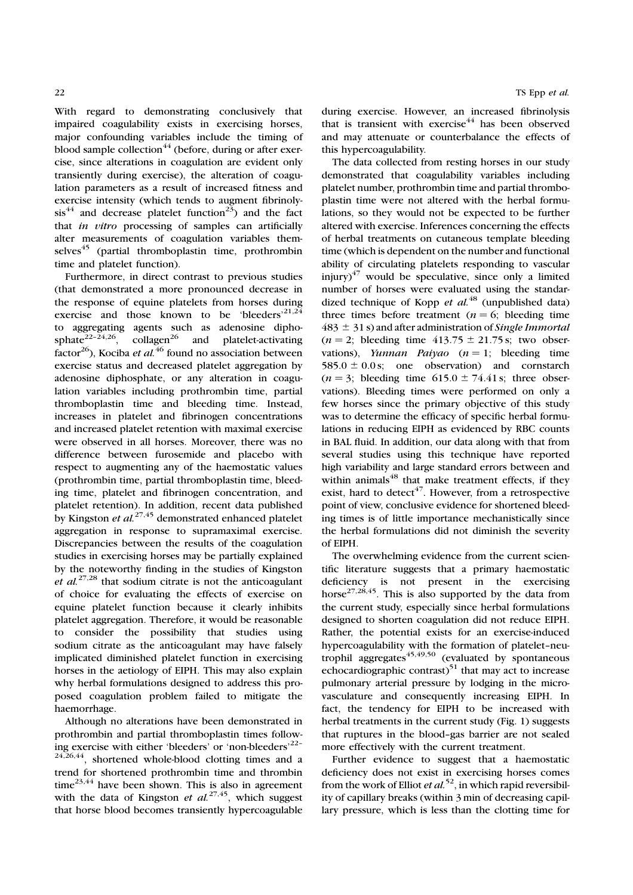With regard to demonstrating conclusively that impaired coagulability exists in exercising horses, major confounding variables include the timing of blood sample collection[44] (before, during or after exercise, since alterations in coagulation are evident only transiently during exercise), the alteration of coagulation parameters as a result of increased fitness and exercise intensity (which tends to augment fibrinolysis[44] and decrease platelet function[23]) and the fact that *in vitro* processing of samples can artificially alter measurements of coagulation variables themselves[45] (partial thromboplastin time, prothrombin time and platelet function).

Furthermore, in direct contrast to previous studies (that demonstrated a more pronounced decrease in the response of equine platelets from horses during exercise and those known to be 'bleeders'[21,24] to aggregating agents such as adenosine diphosphate[22–24,26], collagen[26] and platelet-activating factor[26]), Kociba *et al.*[46] found no association between exercise status and decreased platelet aggregation by adenosine diphosphate, or any alteration in coagulation variables including prothrombin time, partial thromboplastin time and bleeding time. Instead, increases in platelet and fibrinogen concentrations and increased platelet retention with maximal exercise were observed in all horses. Moreover, there was no difference between furosemide and placebo with respect to augmenting any of the haemostatic values (prothrombin time, partial thromboplastin time, bleeding time, platelet and fibrinogen concentration, and platelet retention). In addition, recent data published by Kingston *et al.*[27,45] demonstrated enhanced platelet aggregation in response to supramaximal exercise. Discrepancies between the results of the coagulation studies in exercising horses may be partially explained by the noteworthy finding in the studies of Kingston *et al.*[27,28] that sodium citrate is not the anticoagulant of choice for evaluating the effects of exercise on equine platelet function because it clearly inhibits platelet aggregation. Therefore, it would be reasonable to consider the possibility that studies using sodium citrate as the anticoagulant may have falsely implicated diminished platelet function in exercising horses in the aetiology of EIPH. This may also explain why herbal formulations designed to address this proposed coagulation problem failed to mitigate the haemorrhage.

Although no alterations have been demonstrated in prothrombin and partial thromboplastin times following exercise with either 'bleeders' or 'non-bleeders'[22–24,26,44], shortened whole-blood clotting times and a trend for shortened prothrombin time and thrombin time[23,44] have been shown. This is also in agreement with the data of Kingston *et al.*[27,45], which suggest that horse blood becomes transiently hypercoagulable during exercise. However, an increased fibrinolysis that is transient with exercise[44] has been observed and may attenuate or counterbalance the effects of this hypercoagulability.

The data collected from resting horses in our study demonstrated that coagulability variables including platelet number, prothrombin time and partial thromboplastin time were not altered with the herbal formulations, so they would not be expected to be further altered with exercise. Inferences concerning the effects of herbal treatments on cutaneous template bleeding time (which is dependent on the number and functional ability of circulating platelets responding to vascular injury)[47] would be speculative, since only a limited number of horses were evaluated using the standardized technique of Kopp *et al.*[48] (unpublished data) three times before treatment ($n = 6$; bleeding time $483 \pm 31$ s) and after administration of ***Single Immortal*** ($n = 2$; bleeding time $413.75 \pm 21.75$ s; two observations), ***Yunnan Paiyao*** ($n = 1$; bleeding time $585.0 \pm 0.0$ s; one observation) and cornstarch ($n = 3$; bleeding time $615.0 \pm 74.41$ s; three observations). Bleeding times were performed on only a few horses since the primary objective of this study was to determine the efficacy of specific herbal formulations in reducing EIPH as evidenced by RBC counts in BAL fluid. In addition, our data along with that from several studies using this technique have reported high variability and large standard errors between and within animals[48] that make treatment effects, if they exist, hard to detect[47]. However, from a retrospective point of view, conclusive evidence for shortened bleeding times is of little importance mechanistically since the herbal formulations did not diminish the severity of EIPH.

The overwhelming evidence from the current scientific literature suggests that a primary haemostatic deficiency is not present in the exercising horse[27,28,45]. This is also supported by the data from the current study, especially since herbal formulations designed to shorten coagulation did not reduce EIPH. Rather, the potential exists for an exercise-induced hypercoagulability with the formation of platelet–neutrophil aggregates[45,49,50] (evaluated by spontaneous echocardiographic contrast)[51] that may act to increase pulmonary arterial pressure by lodging in the microvasculature and consequently increasing EIPH. In fact, the tendency for EIPH to be increased with herbal treatments in the current study (Fig. 1) suggests that ruptures in the blood–gas barrier are not sealed more effectively with the current treatment.

Further evidence to suggest that a haemostatic deficiency does not exist in exercising horses comes from the work of Elliot *et al.*[52], in which rapid reversibility of capillary breaks (within 3 min of decreasing capillary pressure, which is less than the clotting time for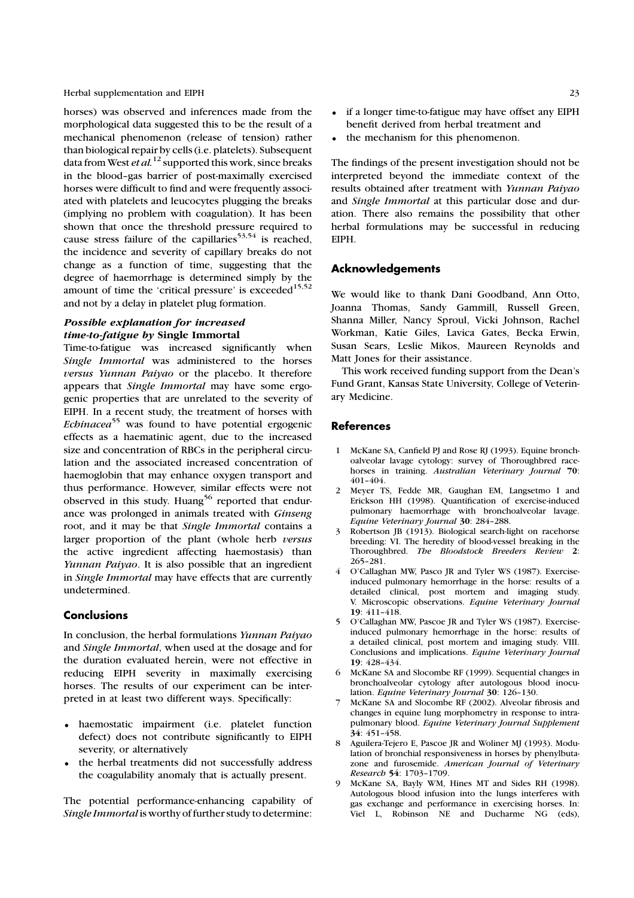horses) was observed and inferences made from the morphological data suggested this to be the result of a mechanical phenomenon (release of tension) rather than biological repair by cells (i.e. platelets). Subsequent data from West *et al.*[12] supported this work, since breaks in the blood–gas barrier of post-maximally exercised horses were difficult to find and were frequently associated with platelets and leucocytes plugging the breaks (implying no problem with coagulation). It has been shown that once the threshold pressure required to cause stress failure of the capillaries[53,54] is reached, the incidence and severity of capillary breaks do not change as a function of time, suggesting that the degree of haemorrhage is determined simply by the amount of time the 'critical pressure' is exceeded[15,52] and not by a delay in platelet plug formation.

### *Possible explanation for increased time-to-fatigue by* Single Immortal

Time-to-fatigue was increased significantly when *Single Immortal* was administered to the horses *versus Yunnan Paiyao* or the placebo. It therefore appears that *Single Immortal* may have some ergogenic properties that are unrelated to the severity of EIPH. In a recent study, the treatment of horses with *Echinacea*[55] was found to have potential ergogenic effects as a haematinic agent, due to the increased size and concentration of RBCs in the peripheral circulation and the associated increased concentration of haemoglobin that may enhance oxygen transport and thus performance. However, similar effects were not observed in this study. Huang[56] reported that endurance was prolonged in animals treated with *Ginseng* root, and it may be that *Single Immortal* contains a larger proportion of the plant (whole herb *versus* the active ingredient affecting haemostasis) than *Yunnan Paiyao*. It is also possible that an ingredient in *Single Immortal* may have effects that are currently undetermined.

## Conclusions

In conclusion, the herbal formulations *Yunnan Paiyao* and *Single Immortal*, when used at the dosage and for the duration evaluated herein, were not effective in reducing EIPH severity in maximally exercising horses. The results of our experiment can be interpreted in at least two different ways. Specifically:

- haemostatic impairment (i.e. platelet function defect) does not contribute significantly to EIPH severity, or alternatively
- the herbal treatments did not successfully address the coagulability anomaly that is actually present.

The potential performance-enhancing capability of *Single Immortal* is worthy of further study to determine:

- if a longer time-to-fatigue may have offset any EIPH benefit derived from herbal treatment and
- the mechanism for this phenomenon.

The findings of the present investigation should not be interpreted beyond the immediate context of the results obtained after treatment with *Yunnan Paiyao* and *Single Immortal* at this particular dose and duration. There also remains the possibility that other herbal formulations may be successful in reducing EIPH.

## Acknowledgements

We would like to thank Dani Goodband, Ann Otto, Joanna Thomas, Sandy Gammill, Russell Green, Shanna Miller, Nancy Sproul, Vicki Johnson, Rachel Workman, Katie Giles, Lavica Gates, Becka Erwin, Susan Sears, Leslie Mikos, Maureen Reynolds and Matt Jones for their assistance.

This work received funding support from the Dean's Fund Grant, Kansas State University, College of Veterinary Medicine.

## References

1. McKane SA, Canfield PJ and Rose RJ (1993). Equine bronchoalveolar lavage cytology: survey of Thoroughbred racehorses in training. *Australian Veterinary Journal* **70**: 401–404.
2. Meyer TS, Fedde MR, Gaughan EM, Langsetmo I and Erickson HH (1998). Quantification of exercise-induced pulmonary haemorrhage with bronchoalveolar lavage. *Equine Veterinary Journal* **30**: 284–288.
3. Robertson JB (1913). Biological search-light on racehorse breeding: VI. The heredity of blood-vessel breaking in the Thoroughbred. *The Bloodstock Breeders Review* **2**: 265–281.
4. O'Callaghan MW, Pasco JR and Tyler WS (1987). Exercise-induced pulmonary hemorrhage in the horse: results of a detailed clinical, post mortem and imaging study. V. Microscopic observations. *Equine Veterinary Journal* **19**: 411–418.
5. O'Callaghan MW, Pascoe JR and Tyler WS (1987). Exercise-induced pulmonary hemorrhage in the horse: results of a detailed clinical, post mortem and imaging study. VIII. Conclusions and implications. *Equine Veterinary Journal* **19**: 428–434.
6. McKane SA and Slocombe RF (1999). Sequential changes in bronchoalveolar cytology after autologous blood inoculation. *Equine Veterinary Journal* **30**: 126–130.
7. McKane SA and Slocombe RF (2002). Alveolar fibrosis and changes in equine lung morphometry in response to intrapulmonary blood. *Equine Veterinary Journal Supplement* **34**: 451–458.
8. Aguilera-Tejero E, Pascoe JR and Woliner MJ (1993). Modulation of bronchial responsiveness in horses by phenylbutazone and furosemide. *American Journal of Veterinary Research* **54**: 1703–1709.
9. McKane SA, Bayly WM, Hines MT and Sides RH (1998). Autologous blood infusion into the lungs interferes with gas exchange and performance in exercising horses. In: Viel L, Robinson NE and Ducharme NG (eds),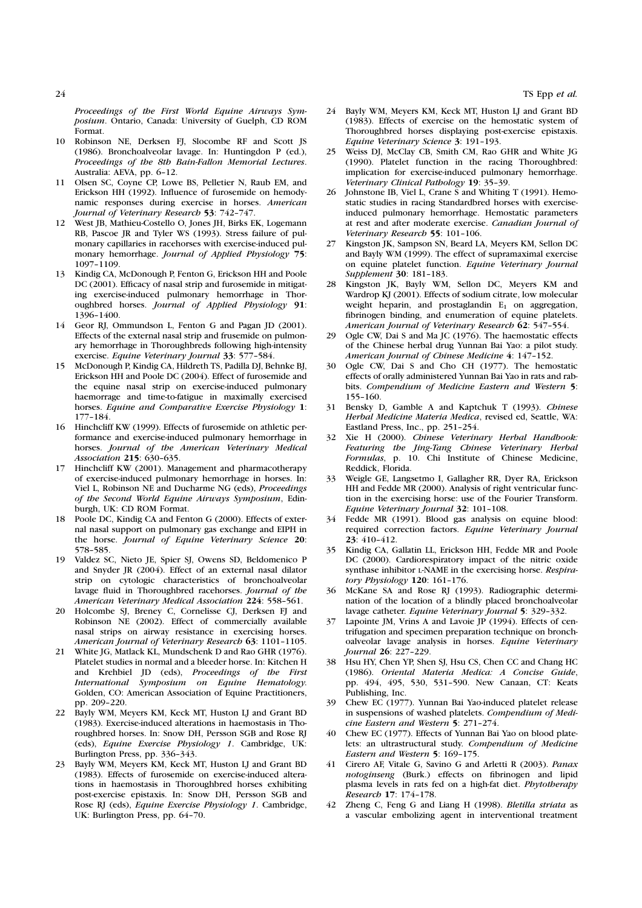*Proceedings of the First World Equine Airways Symposium*. Ontario, Canada: University of Guelph, CD ROM Format.

10 Robinson NE, Derksen FJ, Slocombe RF and Scott JS (1986). Bronchoalveolar lavage. In: Huntingdon P (ed.), *Proceedings of the 8th Bain-Fallon Memorial Lectures*. Australia: AEVA, pp. 6–12.

11 Olsen SC, Coyne CP, Lowe BS, Pelletier N, Raub EM, and Erickson HH (1992). Influence of furosemide on hemodynamic responses during exercise in horses. *American Journal of Veterinary Research* **53**: 742–747.

12 West JB, Mathieu-Costello O, Jones JH, Birks EK, Logemann RB, Pascoe JR and Tyler WS (1993). Stress failure of pulmonary capillaries in racehorses with exercise-induced pulmonary hemorrhage. *Journal of Applied Physiology* **75**: 1097–1109.

13 Kindig CA, McDonough P, Fenton G, Erickson HH and Poole DC (2001). Efficacy of nasal strip and furosemide in mitigating exercise-induced pulmonary hemorrhage in Thoroughbred horses. *Journal of Applied Physiology* **91**: 1396–1400.

14 Geor RJ, Ommundson L, Fenton G and Pagan JD (2001). Effects of the external nasal strip and frusemide on pulmonary hemorrhage in Thoroughbreds following high-intensity exercise. *Equine Veterinary Journal* **33**: 577–584.

15 McDonough P, Kindig CA, Hildreth TS, Padilla DJ, Behnke BJ, Erickson HH and Poole DC (2004). Effect of furosemide and the equine nasal strip on exercise-induced pulmonary haemorrhage and time-to-fatigue in maximally exercised horses. *Equine and Comparative Exercise Physiology* **1**: 177–184.

16 Hinchcliff KW (1999). Effects of furosemide on athletic performance and exercise-induced pulmonary hemorrhage in horses. *Journal of the American Veterinary Medical Association* **215**: 630–635.

17 Hinchcliff KW (2001). Management and pharmacotherapy of exercise-induced pulmonary hemorrhage in horses. In: Viel L, Robinson NE and Ducharme NG (eds), *Proceedings of the Second World Equine Airways Symposium*, Edinburgh, UK: CD ROM Format.

18 Poole DC, Kindig CA and Fenton G (2000). Effects of external nasal support on pulmonary gas exchange and EIPH in the horse. *Journal of Equine Veterinary Science* **20**: 578–585.

19 Valdez SC, Nieto JE, Spier SJ, Owens SD, Beldomenico P and Snyder JR (2004). Effect of an external nasal dilator strip on cytologic characteristics of bronchoalveolar lavage fluid in Thoroughbred racehorses. *Journal of the American Veterinary Medical Association* **224**: 558–561.

20 Holcombe SJ, Breney C, Cornelisse CJ, Derksen FJ and Robinson NE (2002). Effect of commercially available nasal strips on airway resistance in exercising horses. *American Journal of Veterinary Research* **63**: 1101–1105.

21 White JG, Matlack KL, Mundschenk D and Rao GHR (1976). Platelet studies in normal and a bleeder horse. In: Kitchen H and Krehbiel JD (eds), *Proceedings of the First International Symposium on Equine Hematology*. Golden, CO: American Association of Equine Practitioners, pp. 209–220.

22 Bayly WM, Meyers KM, Keck MT, Huston LJ and Grant BD (1983). Exercise-induced alterations in haemostasis in Thoroughbred horses. In: Snow DH, Persson SGB and Rose RJ (eds), *Equine Exercise Physiology 1*. Cambridge, UK: Burlington Press, pp. 336–343.

23 Bayly WM, Meyers KM, Keck MT, Huston LJ and Grant BD (1983). Effects of furosemide on exercise-induced alterations in haemostasis in Thoroughbred horses exhibiting post-exercise epistaxis. In: Snow DH, Persson SGB and Rose RJ (eds), *Equine Exercise Physiology 1*. Cambridge, UK: Burlington Press, pp. 64–70.

24 Bayly WM, Meyers KM, Keck MT, Huston LJ and Grant BD (1983). Effects of exercise on the hemostatic system of Thoroughbred horses displaying post-exercise epistaxis. *Equine Veterinary Science* **3**: 191–193.

25 Weiss DJ, McClay CB, Smith CM, Rao GHR and White JG (1990). Platelet function in the racing Thoroughbred: implication for exercise-induced pulmonary hemorrhage. *Veterinary Clinical Pathology* **19**: 35–39.

26 Johnstone IB, Viel L, Crane S and Whiting T (1991). Hemostatic studies in racing Standardbred horses with exercise-induced pulmonary hemorrhage. Hemostatic parameters at rest and after moderate exercise. *Canadian Journal of Veterinary Research* **55**: 101–106.

27 Kingston JK, Sampson SN, Beard LA, Meyers KM, Sellon DC and Bayly WM (1999). The effect of supramaximal exercise on equine platelet function. *Equine Veterinary Journal Supplement* **30**: 181–183.

28 Kingston JK, Bayly WM, Sellon DC, Meyers KM and Wardrop KJ (2001). Effects of sodium citrate, low molecular weight heparin, and prostaglandin $E_1$ on aggregation, fibrinogen binding, and enumeration of equine platelets. *American Journal of Veterinary Research* **62**: 547–554.

29 Ogle CW, Dai S and Ma JC (1976). The haemostatic effects of the Chinese herbal drug Yunnan Bai Yao: a pilot study. *American Journal of Chinese Medicine* **4**: 147–152.

30 Ogle CW, Dai S and Cho CH (1977). The hemostatic effects of orally administered Yunnan Bai Yao in rats and rabbits. *Compendium of Medicine Eastern and Western* **5**: 155–160.

31 Bensky D, Gamble A and Kaptchuk T (1993). *Chinese Herbal Medicine Materia Medica*, revised ed, Seattle, WA: Eastland Press, Inc., pp. 251–254.

32 Xie H (2000). *Chinese Veterinary Herbal Handbook: Featuring the Jing-Tang Chinese Veterinary Herbal Formulas*, p. 10. Chi Institute of Chinese Medicine, Reddick, Florida.

33 Weigle GE, Langsetmo I, Gallagher RR, Dyer RA, Erickson HH and Fedde MR (2000). Analysis of right ventricular function in the exercising horse: use of the Fourier Transform. *Equine Veterinary Journal* **32**: 101–108.

34 Fedde MR (1991). Blood gas analysis on equine blood: required correction factors. *Equine Veterinary Journal* **23**: 410–412.

35 Kindig CA, Gallatin LL, Erickson HH, Fedde MR and Poole DC (2000). Cardiorespiratory impact of the nitric oxide synthase inhibitor L-NAME in the exercising horse. *Respiratory Physiology* **120**: 161–176.

36 McKane SA and Rose RJ (1993). Radiographic determination of the location of a blindly placed bronchoalveolar lavage catheter. *Equine Veterinary Journal* **5**: 329–332.

37 Lapointe JM, Vrins A and Lavoie JP (1994). Effects of centrifugation and specimen preparation technique on bronchoalveolar lavage analysis in horses. *Equine Veterinary Journal* **26**: 227–229.

38 Hsu HY, Chen YP, Shen SJ, Hsu CS, Chen CC and Chang HC (1986). *Oriental Materia Medica: A Concise Guide*, pp. 494, 495, 530, 531–590. New Canaan, CT: Keats Publishing, Inc.

39 Chew EC (1977). Yunnan Bai Yao-induced platelet release in suspensions of washed platelets. *Compendium of Medicine Eastern and Western* **5**: 271–274.

40 Chew EC (1977). Effects of Yunnan Bai Yao on blood platelets: an ultrastructural study. *Compendium of Medicine Eastern and Western* **5**: 169–175.

41 Cirero AF, Vitale G, Savino G and Arletti R (2003). *Panax notoginseng* (Burk.) effects on fibrinogen and lipid plasma levels in rats fed on a high-fat diet. *Phytotherapy Research* **17**: 174–178.

42 Zheng C, Feng G and Liang H (1998). *Bletilla striata* as a vascular embolizing agent in interventional treatment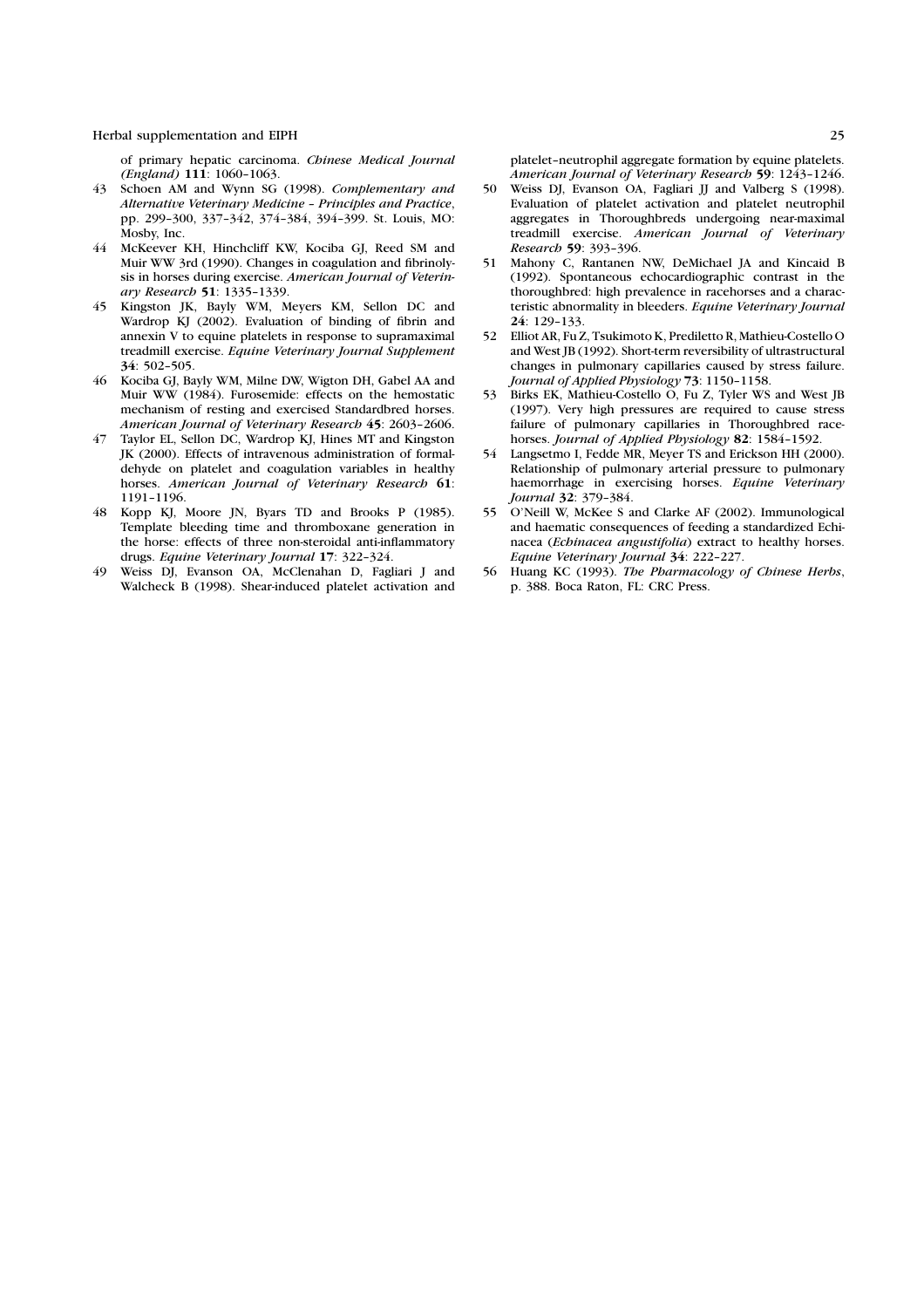of primary hepatic carcinoma. *Chinese Medical Journal (England)* **111**: 1060–1063.

43 Schoen AM and Wynn SG (1998). *Complementary and Alternative Veterinary Medicine – Principles and Practice*, pp. 299–300, 337–342, 374–384, 394–399. St. Louis, MO: Mosby, Inc.

44 McKeever KH, Hinchcliff KW, Kociba GJ, Reed SM and Muir WW 3rd (1990). Changes in coagulation and fibrinolysis in horses during exercise. *American Journal of Veterinary Research* **51**: 1335–1339.

45 Kingston JK, Bayly WM, Meyers KM, Sellon DC and Wardrop KJ (2002). Evaluation of binding of fibrin and annexin V to equine platelets in response to supramaximal treadmill exercise. *Equine Veterinary Journal Supplement* **34**: 502–505.

46 Kociba GJ, Bayly WM, Milne DW, Wigton DH, Gabel AA and Muir WW (1984). Furosemide: effects on the hemostatic mechanism of resting and exercised Standardbred horses. *American Journal of Veterinary Research* **45**: 2603–2606.

47 Taylor EL, Sellon DC, Wardrop KJ, Hines MT and Kingston JK (2000). Effects of intravenous administration of formaldehyde on platelet and coagulation variables in healthy horses. *American Journal of Veterinary Research* **61**: 1191–1196.

48 Kopp KJ, Moore JN, Byars TD and Brooks P (1985). Template bleeding time and thromboxane generation in the horse: effects of three non-steroidal anti-inflammatory drugs. *Equine Veterinary Journal* **17**: 322–324.

49 Weiss DJ, Evanson OA, McClenahan D, Fagliari J and Walcheck B (1998). Shear-induced platelet activation and platelet–neutrophil aggregate formation by equine platelets. *American Journal of Veterinary Research* **59**: 1243–1246.

50 Weiss DJ, Evanson OA, Fagliari JJ and Valberg S (1998). Evaluation of platelet activation and platelet neutrophil aggregates in Thoroughbreds undergoing near-maximal treadmill exercise. *American Journal of Veterinary Research* **59**: 393–396.

51 Mahony C, Rantanen NW, DeMichael JA and Kincaid B (1992). Spontaneous echocardiographic contrast in the thoroughbred: high prevalence in racehorses and a characteristic abnormality in bleeders. *Equine Veterinary Journal* **24**: 129–133.

52 Elliot AR, Fu Z, Tsukimoto K, Prediletto R, Mathieu-Costello O and West JB (1992). Short-term reversibility of ultrastructural changes in pulmonary capillaries caused by stress failure. *Journal of Applied Physiology* **73**: 1150–1158.

53 Birks EK, Mathieu-Costello O, Fu Z, Tyler WS and West JB (1997). Very high pressures are required to cause stress failure of pulmonary capillaries in Thoroughbred racehorses. *Journal of Applied Physiology* **82**: 1584–1592.

54 Langsetmo I, Fedde MR, Meyer TS and Erickson HH (2000). Relationship of pulmonary arterial pressure to pulmonary haemorrhage in exercising horses. *Equine Veterinary Journal* **32**: 379–384.

55 O'Neill W, McKee S and Clarke AF (2002). Immunological and haematic consequences of feeding a standardized Echinacea (*Echinacea angustifolia*) extract to healthy horses. *Equine Veterinary Journal* **34**: 222–227.

56 Huang KC (1993). *The Pharmacology of Chinese Herbs*, p. 388. Boca Raton, FL: CRC Press.